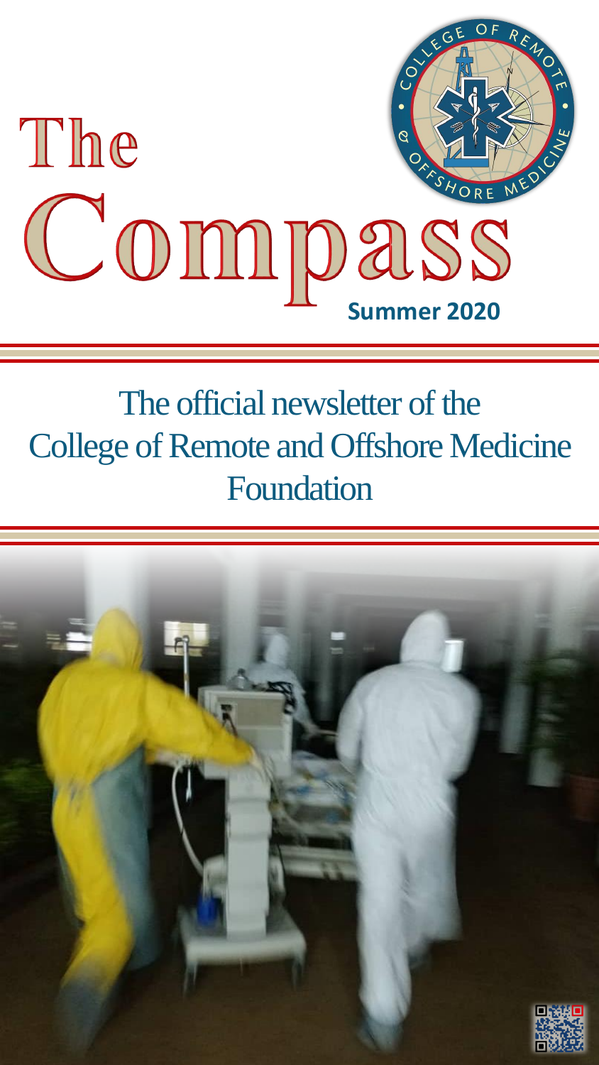# The Compass

**Summer 2020**

The official newsletter of the College of Remote and Offshore Medicine Foundation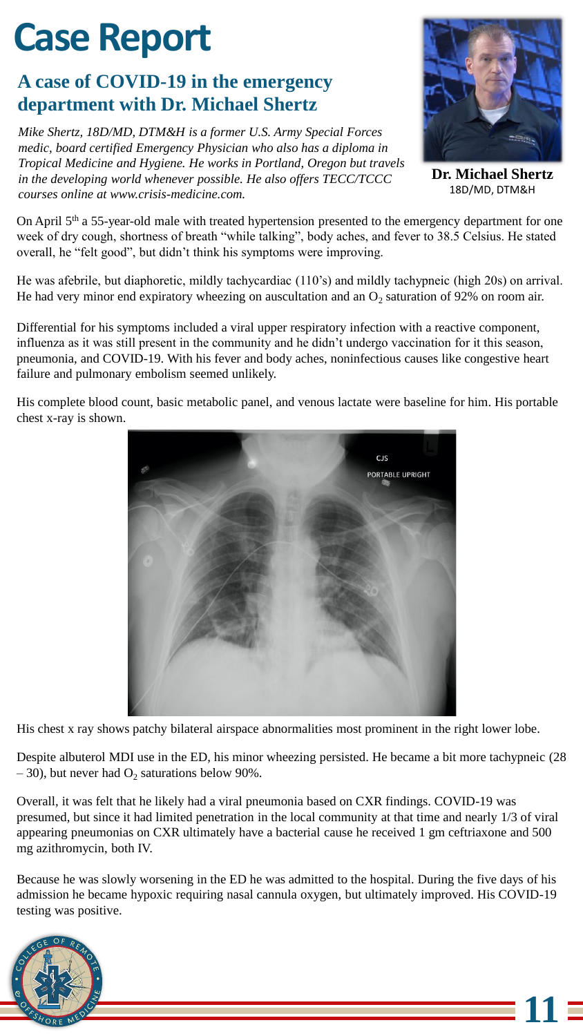# Case Report

## A case of COVID-19 in the emergency department with Dr. Michael Shertz

*Mike Shertz, 18D/MD, DTM&H is a former U.S. Army Special Forces medic, board certified Emergency Physician who also has a diploma in Tropical Medicine and Hygiene. He works in Portland, Oregon but travels in the developing world whenever possible. He also offers TECC/TCCC courses online at www.crisis-medicine.com.*

**Dr. Michael Shertz**
18D/MD, DTM&H

On April 5th a 55-year-old male with treated hypertension presented to the emergency department for one week of dry cough, shortness of breath "while talking", body aches, and fever to 38.5 Celsius. He stated overall, he "felt good", but didn't think his symptoms were improving.

He was afebrile, but diaphoretic, mildly tachycardiac (110's) and mildly tachypneic (high 20s) on arrival. He had very minor end expiratory wheezing on auscultation and an $O_2$ saturation of 92% on room air.

Differential for his symptoms included a viral upper respiratory infection with a reactive component, influenza as it was still present in the community and he didn't undergo vaccination for it this season, pneumonia, and COVID-19. With his fever and body aches, noninfectious causes like congestive heart failure and pulmonary embolism seemed unlikely.

His complete blood count, basic metabolic panel, and venous lactate were baseline for him. His portable chest x-ray is shown.

CJS
PORTABLE UPRIGHT

His chest x ray shows patchy bilateral airspace abnormalities most prominent in the right lower lobe.

Despite albuterol MDI use in the ED, his minor wheezing persisted. He became a bit more tachypneic (28 – 30), but never had $O_2$ saturations below 90%.

Overall, it was felt that he likely had a viral pneumonia based on CXR findings. COVID-19 was presumed, but since it had limited penetration in the local community at that time and nearly 1/3 of viral appearing pneumonias on CXR ultimately have a bacterial cause he received 1 gm ceftriaxone and 500 mg azithromycin, both IV.

Because he was slowly worsening in the ED he was admitted to the hospital. During the five days of his admission he became hypoxic requiring nasal cannula oxygen, but ultimately improved. His COVID-19 testing was positive.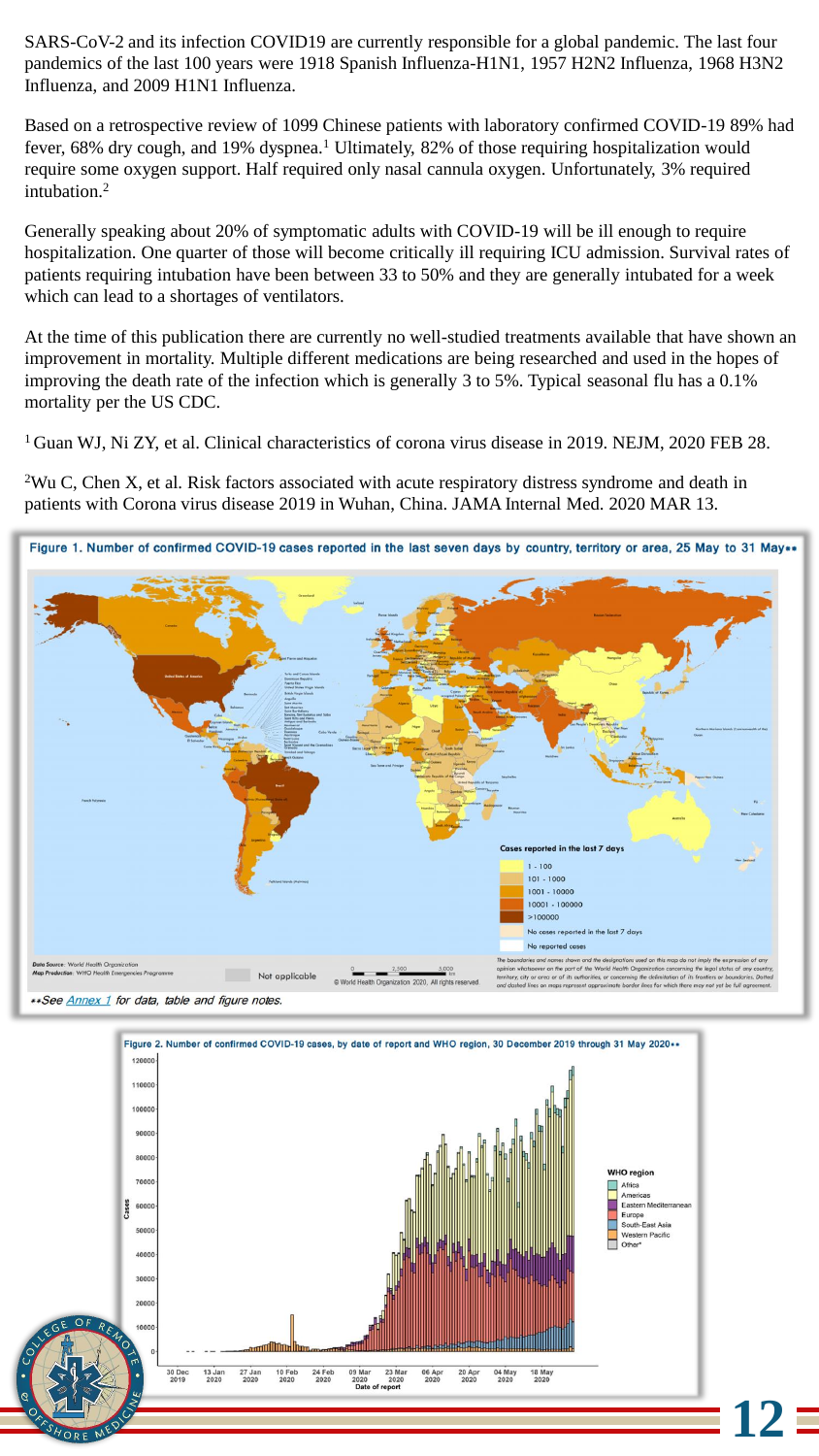SARS-CoV-2 and its infection COVID19 are currently responsible for a global pandemic. The last four pandemics of the last 100 years were 1918 Spanish Influenza-H1N1, 1957 H2N2 Influenza, 1968 H3N2 Influenza, and 2009 H1N1 Influenza.

Based on a retrospective review of 1099 Chinese patients with laboratory confirmed COVID-19 89% had fever, 68% dry cough, and 19% dyspnea.[1] Ultimately, 82% of those requiring hospitalization would require some oxygen support. Half required only nasal cannula oxygen. Unfortunately, 3% required intubation.[2]

Generally speaking about 20% of symptomatic adults with COVID-19 will be ill enough to require hospitalization. One quarter of those will become critically ill requiring ICU admission. Survival rates of patients requiring intubation have been between 33 to 50% and they are generally intubated for a week which can lead to a shortages of ventilators.

At the time of this publication there are currently no well-studied treatments available that have shown an improvement in mortality. Multiple different medications are being researched and used in the hopes of improving the death rate of the infection which is generally 3 to 5%. Typical seasonal flu has a 0.1% mortality per the US CDC.

[1] Guan WJ, Ni ZY, et al. Clinical characteristics of corona virus disease in 2019. NEJM, 2020 FEB 28.

[2] Wu C, Chen X, et al. Risk factors associated with acute respiratory distress syndrome and death in patients with Corona virus disease 2019 in Wuhan, China. JAMA Internal Med. 2020 MAR 13.

Figure 1. Number of confirmed COVID-19 cases reported in the last seven days by country, territory or area, 25 May to 31 May**

Cases reported in the last 7 days
1 - 100
101 - 1000
1001 - 10000
10001 - 100000
>100000
No cases reported in the last 7 days
No reported cases

Data Source: World Health Organization
Map Production: WHO Health Emergencies Programme

Not applicable

0 2,500 5,000 km

© World Health Organization 2020, All rights reserved.

The boundaries and names shown and the designations used on this map do not imply the expression of any opinion whatsoever on the part of the World Health Organization concerning the legal status of any country, territory, city or area or of its authorities, or concerning the delimitation of its frontiers or boundaries. Dotted and dashed lines on maps represent approximate border lines for which there may not yet be full agreement.

**See Annex 1 for data, table and figure notes.

Figure 2. Number of confirmed COVID-19 cases, by date of report and WHO region, 30 December 2019 through 31 May 2020**

Cases

120000
110000
100000
90000
80000
70000
60000
50000
40000
30000
20000
10000
0

30 Dec 2019
13 Jan 2020
27 Jan 2020
10 Feb 2020
24 Feb 2020
09 Mar 2020
23 Mar 2020
06 Apr 2020
20 Apr 2020
04 May 2020
18 May 2020

Date of report

WHO region
Africa
Americas
Eastern Mediterranean
Europe
South-East Asia
Western Pacific
Other*